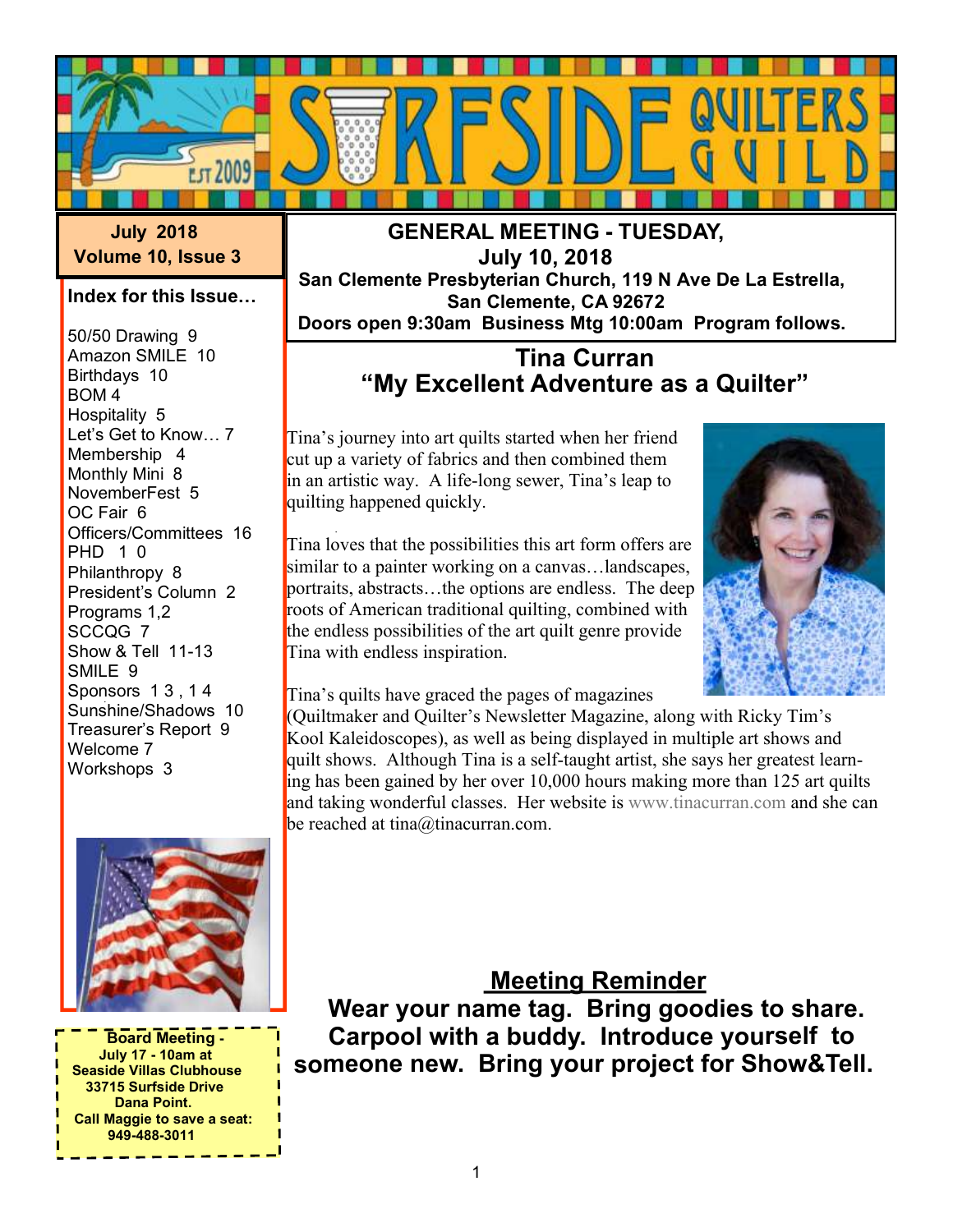# SURFSIDE QUILTERS GUILD

EST 2009

**July 2018**
**Volume 10, Issue 3**

**Index for this Issue…**

- 50/50 Drawing 9
- Amazon SMILE 10
- Birthdays 10
- BOM 4
- Hospitality 5
- Let's Get to Know… 7
- Membership 4
- Monthly Mini 8
- NovemberFest 5
- OC Fair 6
- Officers/Committees 16
- PHD 1 0
- Philanthropy 8
- President's Column 2
- Programs 1,2
- SCCQG 7
- Show & Tell 11-13
- SMILE 9
- Sponsors 1 3 , 1 4
- Sunshine/Shadows 10
- Treasurer's Report 9
- Welcome 7
- Workshops 3

**Board Meeting -**
**July 17 - 10am at**
**Seaside Villas Clubhouse**
**33715 Surfside Drive**
**Dana Point.**
**Call Maggie to save a seat:**
**949-488-3011**

## GENERAL MEETING - TUESDAY, July 10, 2018

**San Clemente Presbyterian Church, 119 N Ave De La Estrella, San Clemente, CA 92672**
**Doors open 9:30am Business Mtg 10:00am Program follows.**

## Tina Curran
## "My Excellent Adventure as a Quilter"

Tina's journey into art quilts started when her friend cut up a variety of fabrics and then combined them in an artistic way. A life-long sewer, Tina's leap to quilting happened quickly.

Tina loves that the possibilities this art form offers are similar to a painter working on a canvas…landscapes, portraits, abstracts…the options are endless. The deep roots of American traditional quilting, combined with the endless possibilities of the art quilt genre provide Tina with endless inspiration.

Tina's quilts have graced the pages of magazines (Quiltmaker and Quilter's Newsletter Magazine, along with Ricky Tim's Kool Kaleidoscopes), as well as being displayed in multiple art shows and quilt shows. Although Tina is a self-taught artist, she says her greatest learning has been gained by her over 10,000 hours making more than 125 art quilts and taking wonderful classes. Her website is www.tinacurran.com and she can be reached at tina@tinacurran.com.

## Meeting Reminder

**Wear your name tag. Bring goodies to share. Carpool with a buddy. Introduce yourself to someone new. Bring your project for Show&Tell.**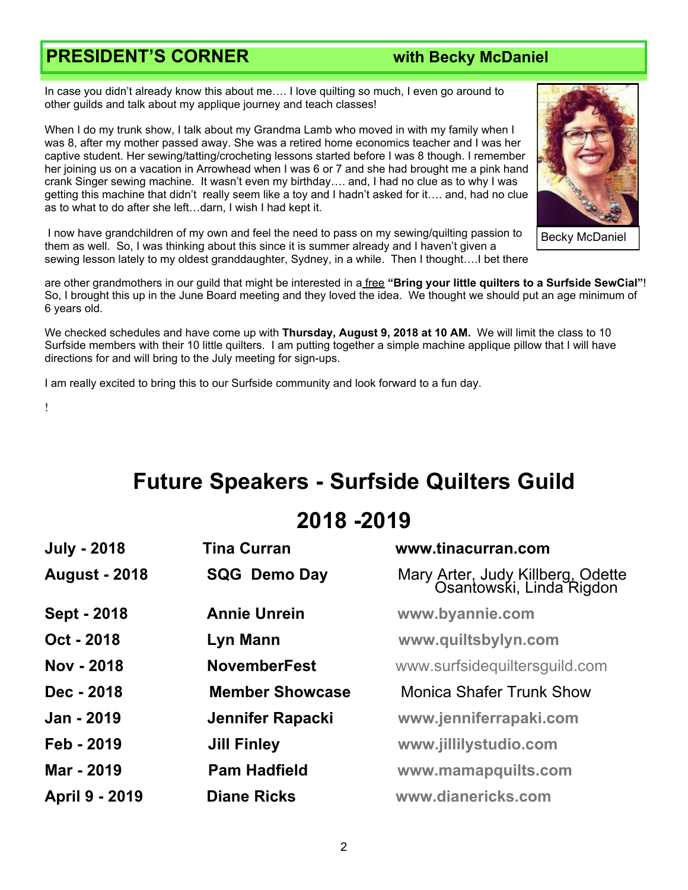## PRESIDENT'S CORNER with Becky McDaniel

In case you didn't already know this about me…. I love quilting so much, I even go around to other guilds and talk about my applique journey and teach classes!

When I do my trunk show, I talk about my Grandma Lamb who moved in with my family when I was 8, after my mother passed away. She was a retired home economics teacher and I was her captive student. Her sewing/tatting/crocheting lessons started before I was 8 though. I remember her joining us on a vacation in Arrowhead when I was 6 or 7 and she had brought me a pink hand crank Singer sewing machine. It wasn't even my birthday…. and, I had no clue as to why I was getting this machine that didn't really seem like a toy and I hadn't asked for it…. and, had no clue as to what to do after she left…darn, I wish I had kept it.

Becky McDaniel

I now have grandchildren of my own and feel the need to pass on my sewing/quilting passion to them as well. So, I was thinking about this since it is summer already and I haven't given a sewing lesson lately to my oldest granddaughter, Sydney, in a while. Then I thought….I bet there are other grandmothers in our guild that might be interested in a free **"Bring your little quilters to a Surfside SewCial"**! So, I brought this up in the June Board meeting and they loved the idea. We thought we should put an age minimum of 6 years old.

We checked schedules and have come up with **Thursday, August 9, 2018 at 10 AM.** We will limit the class to 10 Surfside members with their 10 little quilters. I am putting together a simple machine applique pillow that I will have directions for and will bring to the July meeting for sign-ups.

I am really excited to bring this to our Surfside community and look forward to a fun day.

!

# Future Speakers - Surfside Quilters Guild

## 2018 -2019

| | | |
|---|---|---|
| **July - 2018** | **Tina Curran** | **www.tinacurran.com** |
| **August - 2018** | **SQG Demo Day** | Mary Arter, Judy Killberg, Odette Osantowski, Linda Rigdon |
| **Sept - 2018** | **Annie Unrein** | **www.byannie.com** |
| **Oct - 2018** | **Lyn Mann** | **www.quiltsbylyn.com** |
| **Nov - 2018** | **NovemberFest** | www.surfsidequiltersguild.com |
| **Dec - 2018** | **Member Showcase** | Monica Shafer Trunk Show |
| **Jan - 2019** | **Jennifer Rapacki** | **www.jenniferrapaki.com** |
| **Feb - 2019** | **Jill Finley** | **www.jillilystudio.com** |
| **Mar - 2019** | **Pam Hadfield** | **www.mamapquilts.com** |
| **April 9 - 2019** | **Diane Ricks** | **www.dianericks.com** |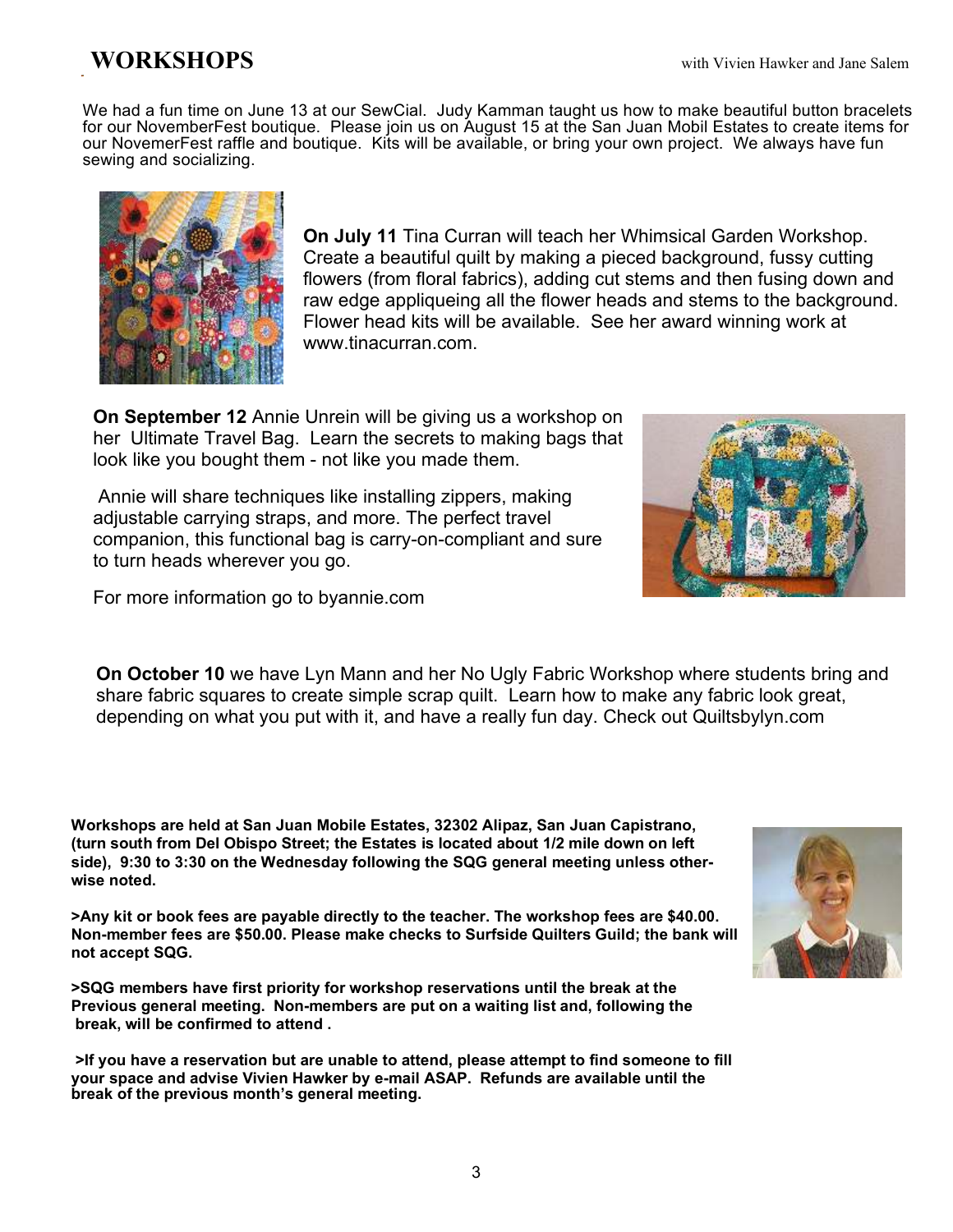# WORKSHOPS

with Vivien Hawker and Jane Salem

We had a fun time on June 13 at our SewCial. Judy Kamman taught us how to make beautiful button bracelets for our NovemberFest boutique. Please join us on August 15 at the San Juan Mobil Estates to create items for our NovemerFest raffle and boutique. Kits will be available, or bring your own project. We always have fun sewing and socializing.

**On July 11** Tina Curran will teach her Whimsical Garden Workshop. Create a beautiful quilt by making a pieced background, fussy cutting flowers (from floral fabrics), adding cut stems and then fusing down and raw edge appliqueing all the flower heads and stems to the background. Flower head kits will be available. See her award winning work at www.tinacurran.com.

**On September 12** Annie Unrein will be giving us a workshop on her Ultimate Travel Bag. Learn the secrets to making bags that look like you bought them - not like you made them.

Annie will share techniques like installing zippers, making adjustable carrying straps, and more. The perfect travel companion, this functional bag is carry-on-compliant and sure to turn heads wherever you go.

For more information go to byannie.com

**On October 10** we have Lyn Mann and her No Ugly Fabric Workshop where students bring and share fabric squares to create simple scrap quilt. Learn how to make any fabric look great, depending on what you put with it, and have a really fun day. Check out Quiltsbylyn.com

**Workshops are held at San Juan Mobile Estates, 32302 Alipaz, San Juan Capistrano, (turn south from Del Obispo Street; the Estates is located about 1/2 mile down on left side), 9:30 to 3:30 on the Wednesday following the SQG general meeting unless otherwise noted.**

**>Any kit or book fees are payable directly to the teacher. The workshop fees are $40.00. Non-member fees are $50.00. Please make checks to Surfside Quilters Guild; the bank will not accept SQG.**

**>SQG members have first priority for workshop reservations until the break at the Previous general meeting. Non-members are put on a waiting list and, following the break, will be confirmed to attend .**

**>If you have a reservation but are unable to attend, please attempt to find someone to fill your space and advise Vivien Hawker by e-mail ASAP. Refunds are available until the break of the previous month's general meeting.**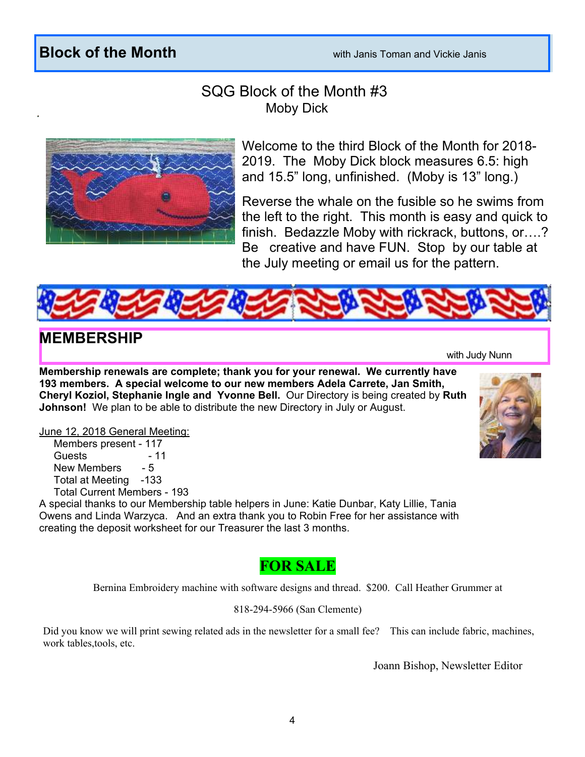## Block of the Month

with Janis Toman and Vickie Janis

SQG Block of the Month #3
Moby Dick

Welcome to the third Block of the Month for 2018-2019. The Moby Dick block measures 6.5: high and 15.5" long, unfinished. (Moby is 13" long.)

Reverse the whale on the fusible so he swims from the left to the right. This month is easy and quick to finish. Bedazzle Moby with rickrack, buttons, or….? Be creative and have FUN. Stop by our table at the July meeting or email us for the pattern.

## MEMBERSHIP

with Judy Nunn

**Membership renewals are complete; thank you for your renewal. We currently have 193 members. A special welcome to our new members Adela Carrete, Jan Smith, Cheryl Koziol, Stephanie Ingle and Yvonne Bell.** Our Directory is being created by **Ruth Johnson!** We plan to be able to distribute the new Directory in July or August.

June 12, 2018 General Meeting:

- Members present - 117
- Guests - 11
- New Members - 5
- Total at Meeting -133
- Total Current Members - 193

A special thanks to our Membership table helpers in June: Katie Dunbar, Katy Lillie, Tania Owens and Linda Warzyca. And an extra thank you to Robin Free for her assistance with creating the deposit worksheet for our Treasurer the last 3 months.

## FOR SALE

Bernina Embroidery machine with software designs and thread. $200. Call Heather Grummer at

818-294-5966 (San Clemente)

Did you know we will print sewing related ads in the newsletter for a small fee? This can include fabric, machines, work tables,tools, etc.

Joann Bishop, Newsletter Editor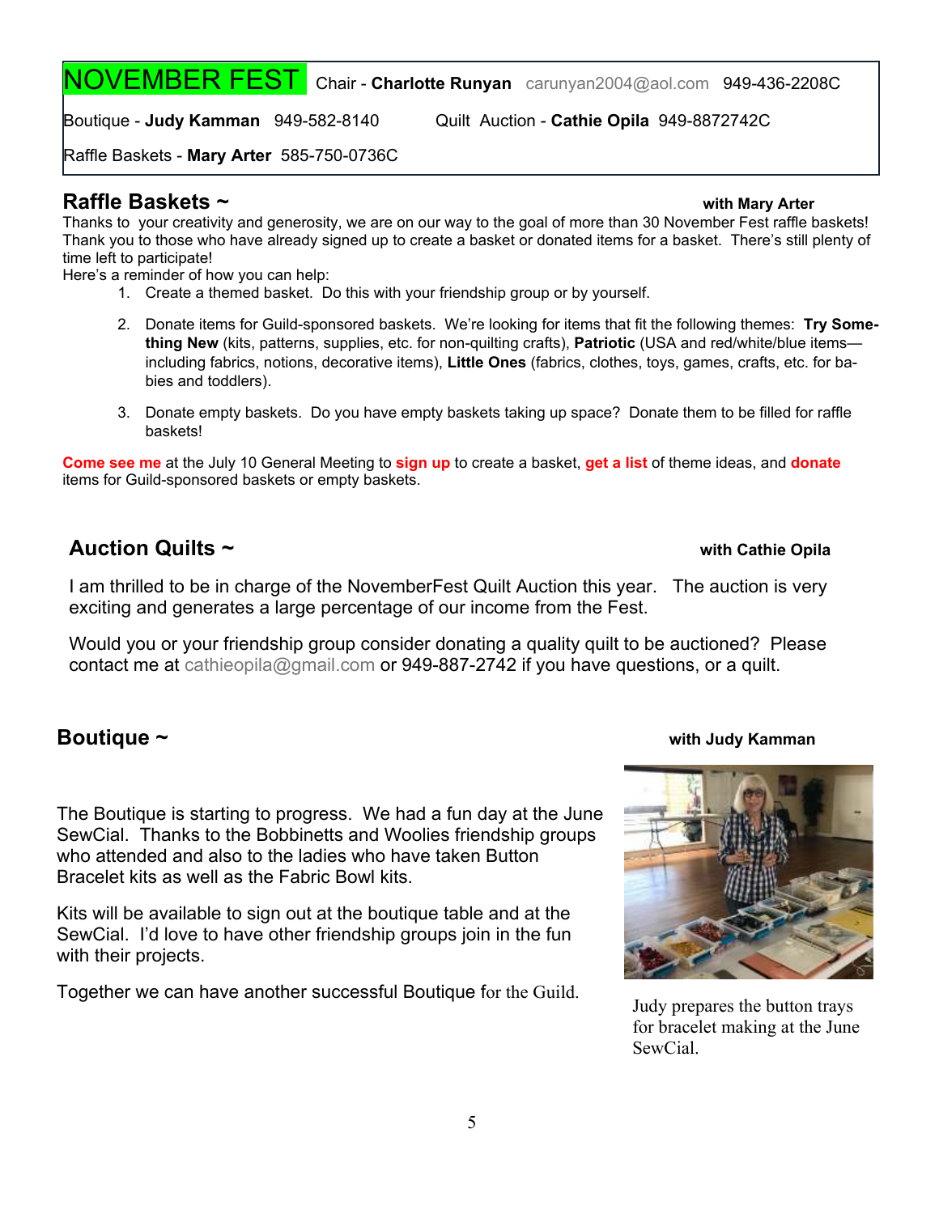# NOVEMBER FEST

Chair - **Charlotte Runyan** carunyan2004@aol.com 949-436-2208C

Boutique - **Judy Kamman** 949-582-8140 Quilt Auction - **Cathie Opila** 949-8872742C

Raffle Baskets - **Mary Arter** 585-750-0736C

## Raffle Baskets ~

**with Mary Arter**

Thanks to your creativity and generosity, we are on our way to the goal of more than 30 November Fest raffle baskets! Thank you to those who have already signed up to create a basket or donated items for a basket. There's still plenty of time left to participate!

Here's a reminder of how you can help:

1. Create a themed basket. Do this with your friendship group or by yourself.
2. Donate items for Guild-sponsored baskets. We're looking for items that fit the following themes: **Try Something New** (kits, patterns, supplies, etc. for non-quilting crafts), **Patriotic** (USA and red/white/blue items—including fabrics, notions, decorative items), **Little Ones** (fabrics, clothes, toys, games, crafts, etc. for babies and toddlers).
3. Donate empty baskets. Do you have empty baskets taking up space? Donate them to be filled for raffle baskets!

**Come see me** at the July 10 General Meeting to **sign up** to create a basket, **get a list** of theme ideas, and **donate** items for Guild-sponsored baskets or empty baskets.

## Auction Quilts ~

**with Cathie Opila**

I am thrilled to be in charge of the NovemberFest Quilt Auction this year. The auction is very exciting and generates a large percentage of our income from the Fest.

Would you or your friendship group consider donating a quality quilt to be auctioned? Please contact me at cathieopila@gmail.com or 949-887-2742 if you have questions, or a quilt.

## Boutique ~

**with Judy Kamman**

The Boutique is starting to progress. We had a fun day at the June SewCial. Thanks to the Bobbinetts and Woolies friendship groups who attended and also to the ladies who have taken Button Bracelet kits as well as the Fabric Bowl kits.

Kits will be available to sign out at the boutique table and at the SewCial. I'd love to have other friendship groups join in the fun with their projects.

Together we can have another successful Boutique for the Guild.

Judy prepares the button trays for bracelet making at the June SewCial.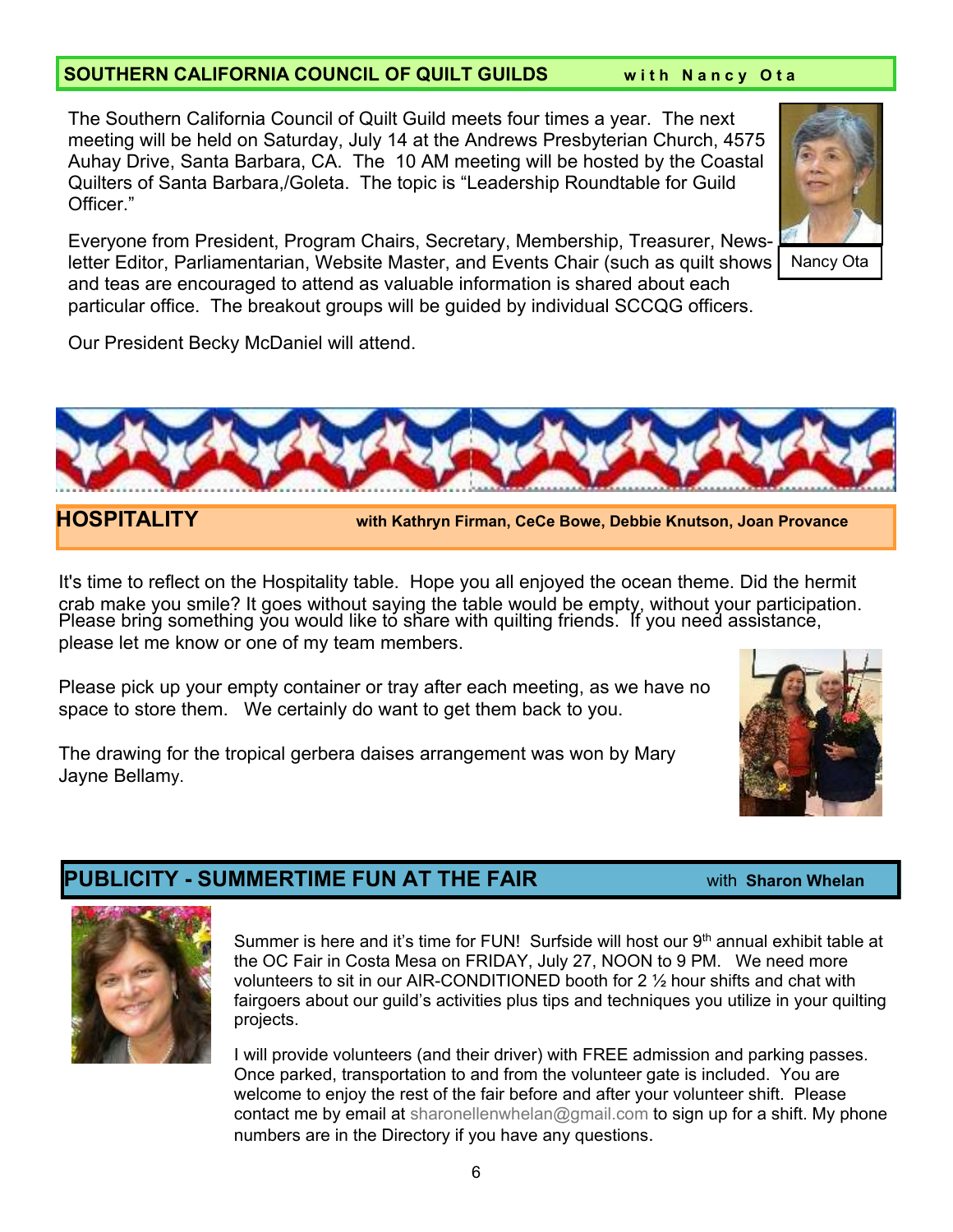## SOUTHERN CALIFORNIA COUNCIL OF QUILT GUILDS with Nancy Ota

The Southern California Council of Quilt Guild meets four times a year. The next meeting will be held on Saturday, July 14 at the Andrews Presbyterian Church, 4575 Auhay Drive, Santa Barbara, CA. The 10 AM meeting will be hosted by the Coastal Quilters of Santa Barbara,/Goleta. The topic is "Leadership Roundtable for Guild Officer."

Everyone from President, Program Chairs, Secretary, Membership, Treasurer, Newsletter Editor, Parliamentarian, Website Master, and Events Chair (such as quilt shows and teas are encouraged to attend as valuable information is shared about each particular office. The breakout groups will be guided by individual SCCQG officers.

Our President Becky McDaniel will attend.

Nancy Ota

## HOSPITALITY with Kathryn Firman, CeCe Bowe, Debbie Knutson, Joan Provance

It's time to reflect on the Hospitality table. Hope you all enjoyed the ocean theme. Did the hermit crab make you smile? It goes without saying the table would be empty, without your participation. Please bring something you would like to share with quilting friends. If you need assistance, please let me know or one of my team members.

Please pick up your empty container or tray after each meeting, as we have no space to store them. We certainly do want to get them back to you.

The drawing for the tropical gerbera daises arrangement was won by Mary Jayne Bellamy.

## PUBLICITY - SUMMERTIME FUN AT THE FAIR with Sharon Whelan

Summer is here and it's time for FUN! Surfside will host our 9th annual exhibit table at the OC Fair in Costa Mesa on FRIDAY, July 27, NOON to 9 PM. We need more volunteers to sit in our AIR-CONDITIONED booth for 2 ½ hour shifts and chat with fairgoers about our guild's activities plus tips and techniques you utilize in your quilting projects.

I will provide volunteers (and their driver) with FREE admission and parking passes. Once parked, transportation to and from the volunteer gate is included. You are welcome to enjoy the rest of the fair before and after your volunteer shift. Please contact me by email at sharonellenwhelan@gmail.com to sign up for a shift. My phone numbers are in the Directory if you have any questions.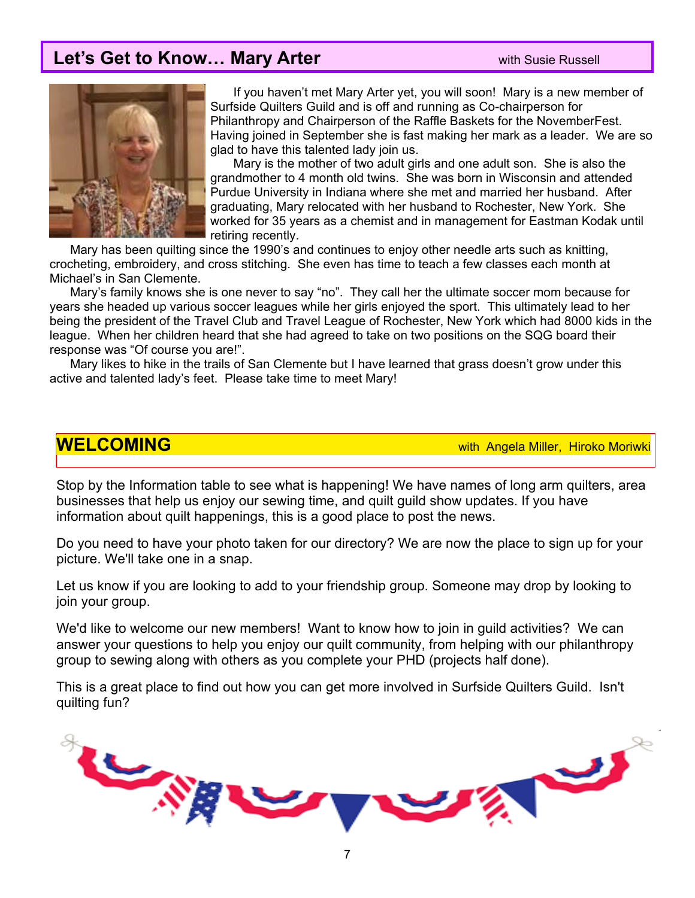## Let's Get to Know… Mary Arter

with Susie Russell

If you haven't met Mary Arter yet, you will soon! Mary is a new member of Surfside Quilters Guild and is off and running as Co-chairperson for Philanthropy and Chairperson of the Raffle Baskets for the NovemberFest. Having joined in September she is fast making her mark as a leader. We are so glad to have this talented lady join us.

Mary is the mother of two adult girls and one adult son. She is also the grandmother to 4 month old twins. She was born in Wisconsin and attended Purdue University in Indiana where she met and married her husband. After graduating, Mary relocated with her husband to Rochester, New York. She worked for 35 years as a chemist and in management for Eastman Kodak until retiring recently.

Mary has been quilting since the 1990's and continues to enjoy other needle arts such as knitting, crocheting, embroidery, and cross stitching. She even has time to teach a few classes each month at Michael's in San Clemente.

Mary's family knows she is one never to say "no". They call her the ultimate soccer mom because for years she headed up various soccer leagues while her girls enjoyed the sport. This ultimately lead to her being the president of the Travel Club and Travel League of Rochester, New York which had 8000 kids in the league. When her children heard that she had agreed to take on two positions on the SQG board their response was "Of course you are!".

Mary likes to hike in the trails of San Clemente but I have learned that grass doesn't grow under this active and talented lady's feet. Please take time to meet Mary!

## WELCOMING

with Angela Miller, Hiroko Moriwki

Stop by the Information table to see what is happening! We have names of long arm quilters, area businesses that help us enjoy our sewing time, and quilt guild show updates. If you have information about quilt happenings, this is a good place to post the news.

Do you need to have your photo taken for our directory? We are now the place to sign up for your picture. We'll take one in a snap.

Let us know if you are looking to add to your friendship group. Someone may drop by looking to join your group.

We'd like to welcome our new members! Want to know how to join in guild activities? We can answer your questions to help you enjoy our quilt community, from helping with our philanthropy group to sewing along with others as you complete your PHD (projects half done).

This is a great place to find out how you can get more involved in Surfside Quilters Guild. Isn't quilting fun?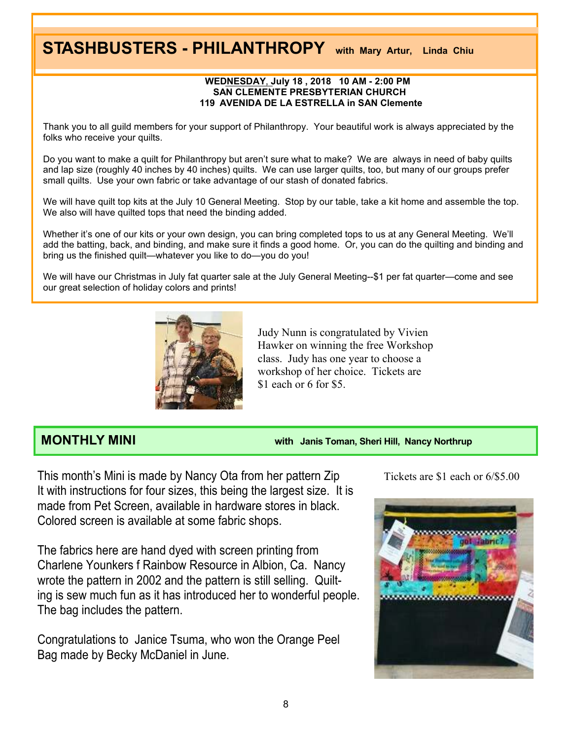# STASHBUSTERS - PHILANTHROPY with Mary Artur, Linda Chiu

**WEDNESDAY, July 18 , 2018 10 AM - 2:00 PM**
**SAN CLEMENTE PRESBYTERIAN CHURCH**
**119 AVENIDA DE LA ESTRELLA in SAN Clemente**

Thank you to all guild members for your support of Philanthropy. Your beautiful work is always appreciated by the folks who receive your quilts.

Do you want to make a quilt for Philanthropy but aren't sure what to make? We are always in need of baby quilts and lap size (roughly 40 inches by 40 inches) quilts. We can use larger quilts, too, but many of our groups prefer small quilts. Use your own fabric or take advantage of our stash of donated fabrics.

We will have quilt top kits at the July 10 General Meeting. Stop by our table, take a kit home and assemble the top. We also will have quilted tops that need the binding added.

Whether it's one of our kits or your own design, you can bring completed tops to us at any General Meeting. We'll add the batting, back, and binding, and make sure it finds a good home. Or, you can do the quilting and binding and bring us the finished quilt—whatever you like to do—you do you!

We will have our Christmas in July fat quarter sale at the July General Meeting--$1 per fat quarter—come and see our great selection of holiday colors and prints!

Judy Nunn is congratulated by Vivien Hawker on winning the free Workshop class. Judy has one year to choose a workshop of her choice. Tickets are $1 each or 6 for $5.

## MONTHLY MINI with Janis Toman, Sheri Hill, Nancy Northrup

This month's Mini is made by Nancy Ota from her pattern Zip It with instructions for four sizes, this being the largest size. It is made from Pet Screen, available in hardware stores in black. Colored screen is available at some fabric shops.

The fabrics here are hand dyed with screen printing from Charlene Younkers f Rainbow Resource in Albion, Ca. Nancy wrote the pattern in 2002 and the pattern is still selling. Quilting is sew much fun as it has introduced her to wonderful people. The bag includes the pattern.

Congratulations to Janice Tsuma, who won the Orange Peel Bag made by Becky McDaniel in June.

Tickets are $1 each or 6/$5.00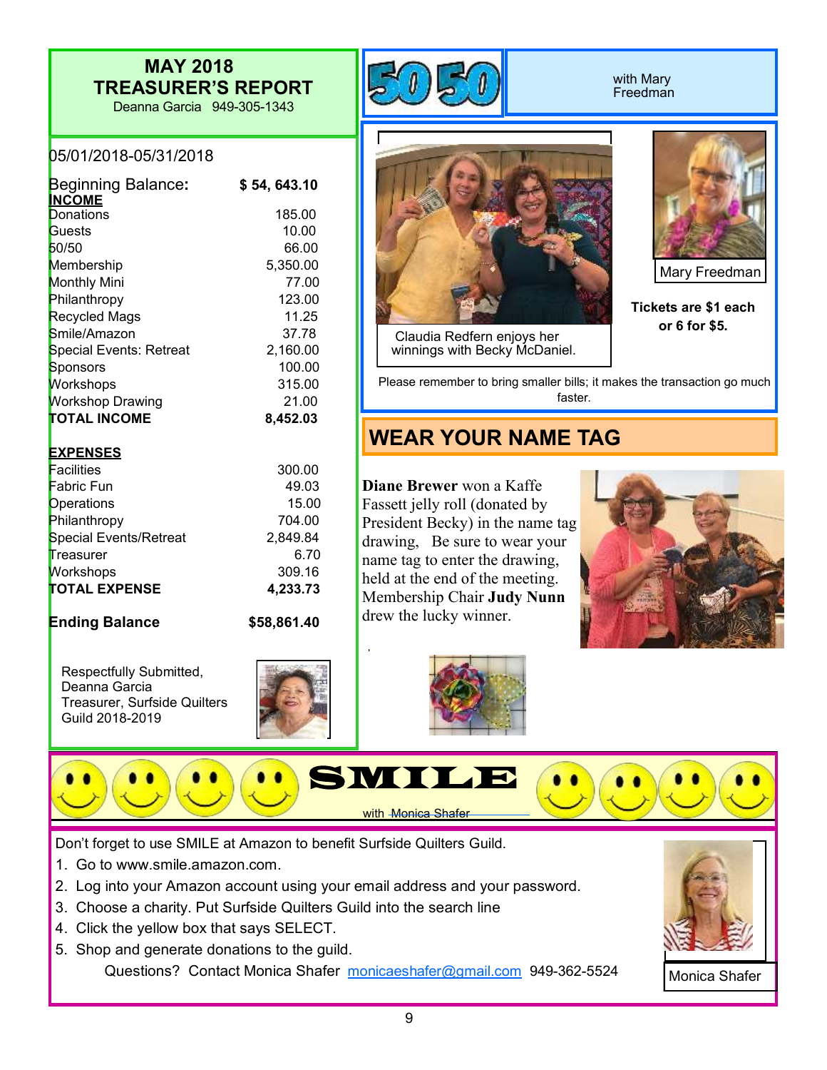## MAY 2018 TREASURER'S REPORT

Deanna Garcia 949-305-1343

05/01/2018-05/31/2018

| | |
|---|---|
| **Beginning Balance:** | **$ 54, 643.10** |
| **INCOME** | |
| Donations | 185.00 |
| Guests | 10.00 |
| 50/50 | 66.00 |
| Membership | 5,350.00 |
| Monthly Mini | 77.00 |
| Philanthropy | 123.00 |
| Recycled Mags | 11.25 |
| Smile/Amazon | 37.78 |
| Special Events: Retreat | 2,160.00 |
| Sponsors | 100.00 |
| Workshops | 315.00 |
| Workshop Drawing | 21.00 |
| **TOTAL INCOME** | **8,452.03** |
| | |
| **EXPENSES** | |
| Facilities | 300.00 |
| Fabric Fun | 49.03 |
| Operations | 15.00 |
| Philanthropy | 704.00 |
| Special Events/Retreat | 2,849.84 |
| Treasurer | 6.70 |
| Workshops | 309.16 |
| **TOTAL EXPENSE** | **4,233.73** |
| | |
| **Ending Balance** | **$58,861.40** |

Respectfully Submitted,
Deanna Garcia
Treasurer, Surfside Quilters Guild 2018-2019

## 50 50

with Mary Freedman

Claudia Redfern enjoys her winnings with Becky McDaniel.

Mary Freedman

**Tickets are $1 each or 6 for $5.**

Please remember to bring smaller bills; it makes the transaction go much faster.

## WEAR YOUR NAME TAG

**Diane Brewer** won a Kaffe Fassett jelly roll (donated by President Becky) in the name tag drawing, Be sure to wear your name tag to enter the drawing, held at the end of the meeting. Membership Chair **Judy Nunn** drew the lucky winner.

## SMILE

with Monica Shafer

Don't forget to use SMILE at Amazon to benefit Surfside Quilters Guild.

1. Go to www.smile.amazon.com.
2. Log into your Amazon account using your email address and your password.
3. Choose a charity. Put Surfside Quilters Guild into the search line
4. Click the yellow box that says SELECT.
5. Shop and generate donations to the guild.

Questions? Contact Monica Shafer monicaeshafer@gmail.com 949-362-5524

Monica Shafer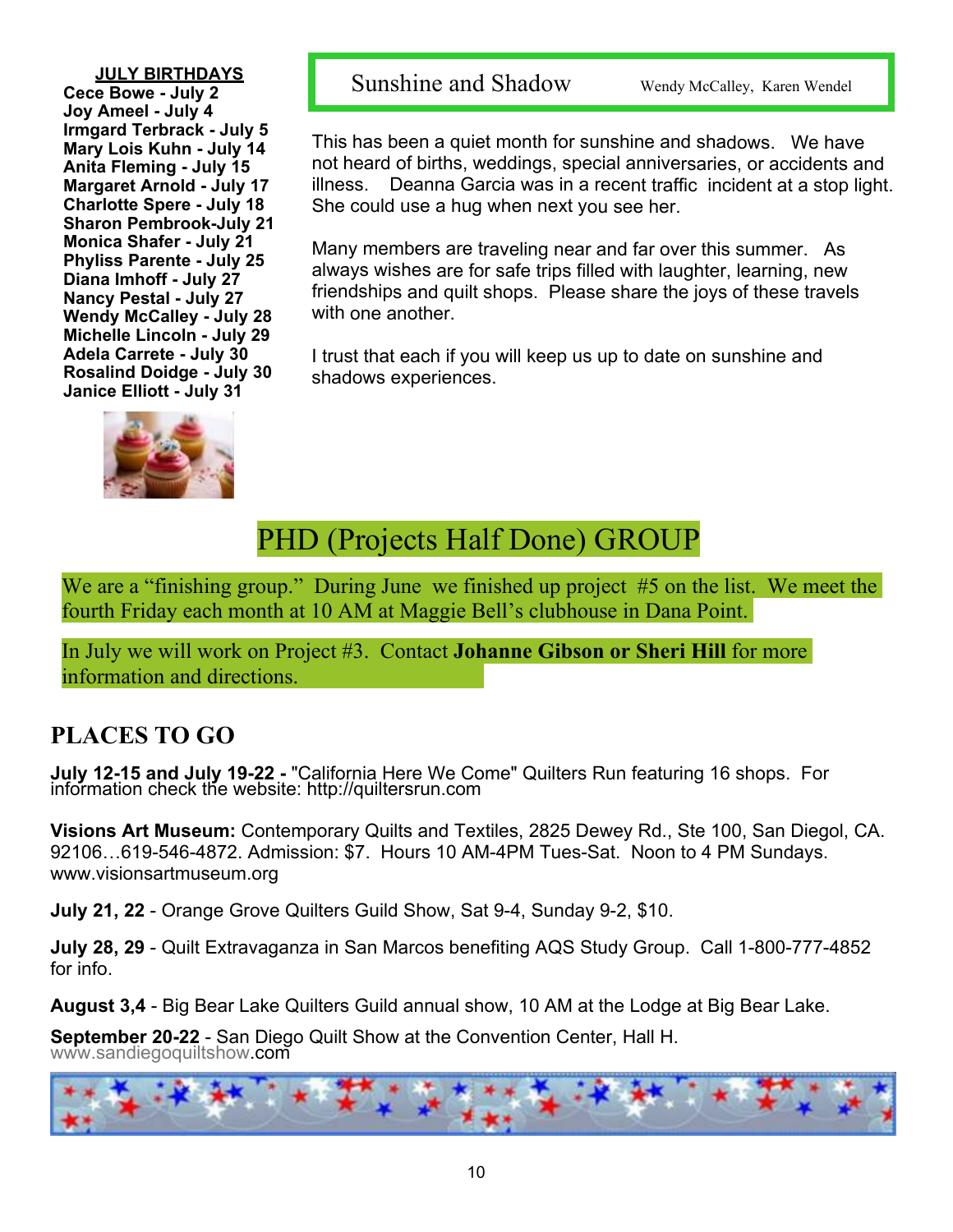## JULY BIRTHDAYS

**Cece Bowe - July 2**
**Joy Ameel - July 4**
**Irmgard Terbrack - July 5**
**Mary Lois Kuhn - July 14**
**Anita Fleming - July 15**
**Margaret Arnold - July 17**
**Charlotte Spere - July 18**
**Sharon Pembrook-July 21**
**Monica Shafer - July 21**
**Phyliss Parente - July 25**
**Diana Imhoff - July 27**
**Nancy Pestal - July 27**
**Wendy McCalley - July 28**
**Michelle Lincoln - July 29**
**Adela Carrete - July 30**
**Rosalind Doidge - July 30**
**Janice Elliott - July 31**

## Sunshine and Shadow

Wendy McCalley, Karen Wendel

This has been a quiet month for sunshine and shadows. We have not heard of births, weddings, special anniversaries, or accidents and illness. Deanna Garcia was in a recent traffic incident at a stop light. She could use a hug when next you see her.

Many members are traveling near and far over this summer. As always wishes are for safe trips filled with laughter, learning, new friendships and quilt shops. Please share the joys of these travels with one another.

I trust that each if you will keep us up to date on sunshine and shadows experiences.

## PHD (Projects Half Done) GROUP

We are a "finishing group." During June we finished up project #5 on the list. We meet the fourth Friday each month at 10 AM at Maggie Bell's clubhouse in Dana Point.

In July we will work on Project #3. Contact **Johanne Gibson or Sheri Hill** for more information and directions.

## PLACES TO GO

**July 12-15 and July 19-22 -** "California Here We Come" Quilters Run featuring 16 shops. For information check the website: http://quiltersrun.com

**Visions Art Museum:** Contemporary Quilts and Textiles, 2825 Dewey Rd., Ste 100, San Diegol, CA. 92106…619-546-4872. Admission: $7. Hours 10 AM-4PM Tues-Sat. Noon to 4 PM Sundays. www.visionsartmuseum.org

**July 21, 22** - Orange Grove Quilters Guild Show, Sat 9-4, Sunday 9-2, $10.

**July 28, 29** - Quilt Extravaganza in San Marcos benefiting AQS Study Group. Call 1-800-777-4852 for info.

**August 3,4** - Big Bear Lake Quilters Guild annual show, 10 AM at the Lodge at Big Bear Lake.

**September 20-22** - San Diego Quilt Show at the Convention Center, Hall H. www.sandiegoquiltshow.com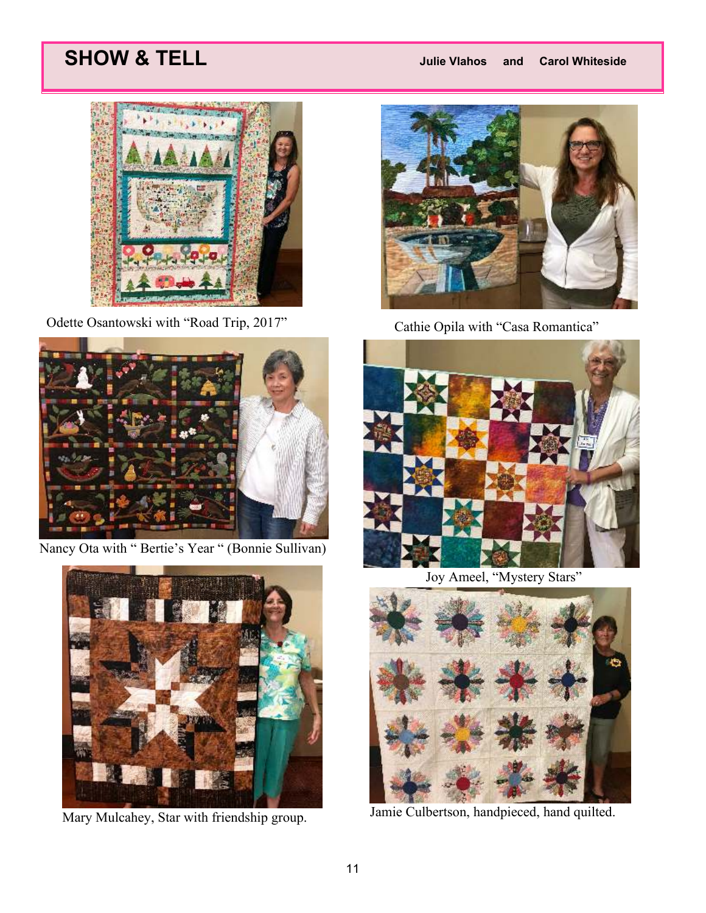## SHOW & TELL

**Julie Vlahos and Carol Whiteside**

Odette Osantowski with "Road Trip, 2017"

Cathie Opila with "Casa Romantica"

Nancy Ota with " Bertie's Year " (Bonnie Sullivan)

Joy Ameel, "Mystery Stars"

Mary Mulcahey, Star with friendship group.

Jamie Culbertson, handpieced, hand quilted.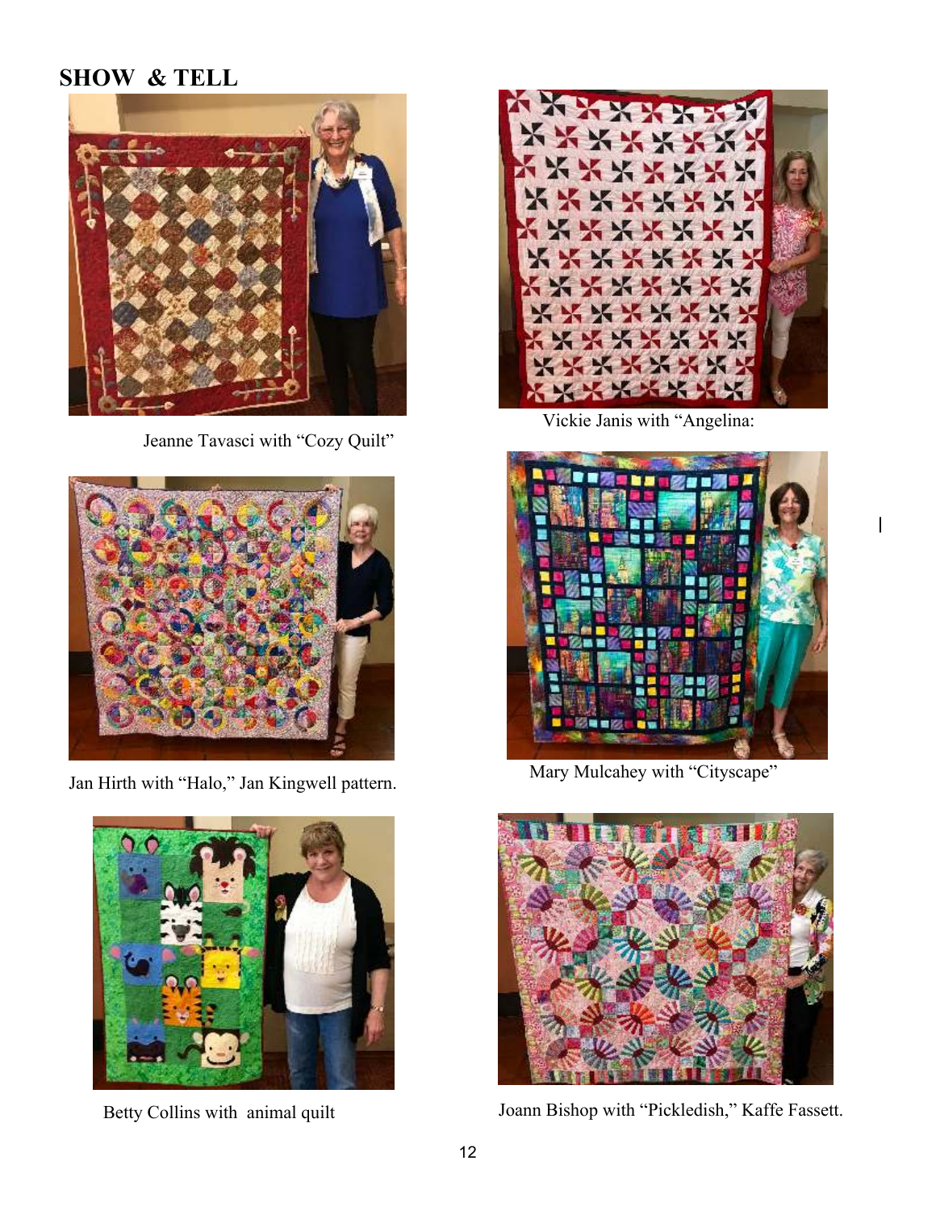## SHOW & TELL

Jeanne Tavasci with "Cozy Quilt"

Vickie Janis with "Angelina:

Jan Hirth with "Halo," Jan Kingwell pattern.

Mary Mulcahey with "Cityscape"

Betty Collins with animal quilt

Joann Bishop with "Pickledish," Kaffe Fassett.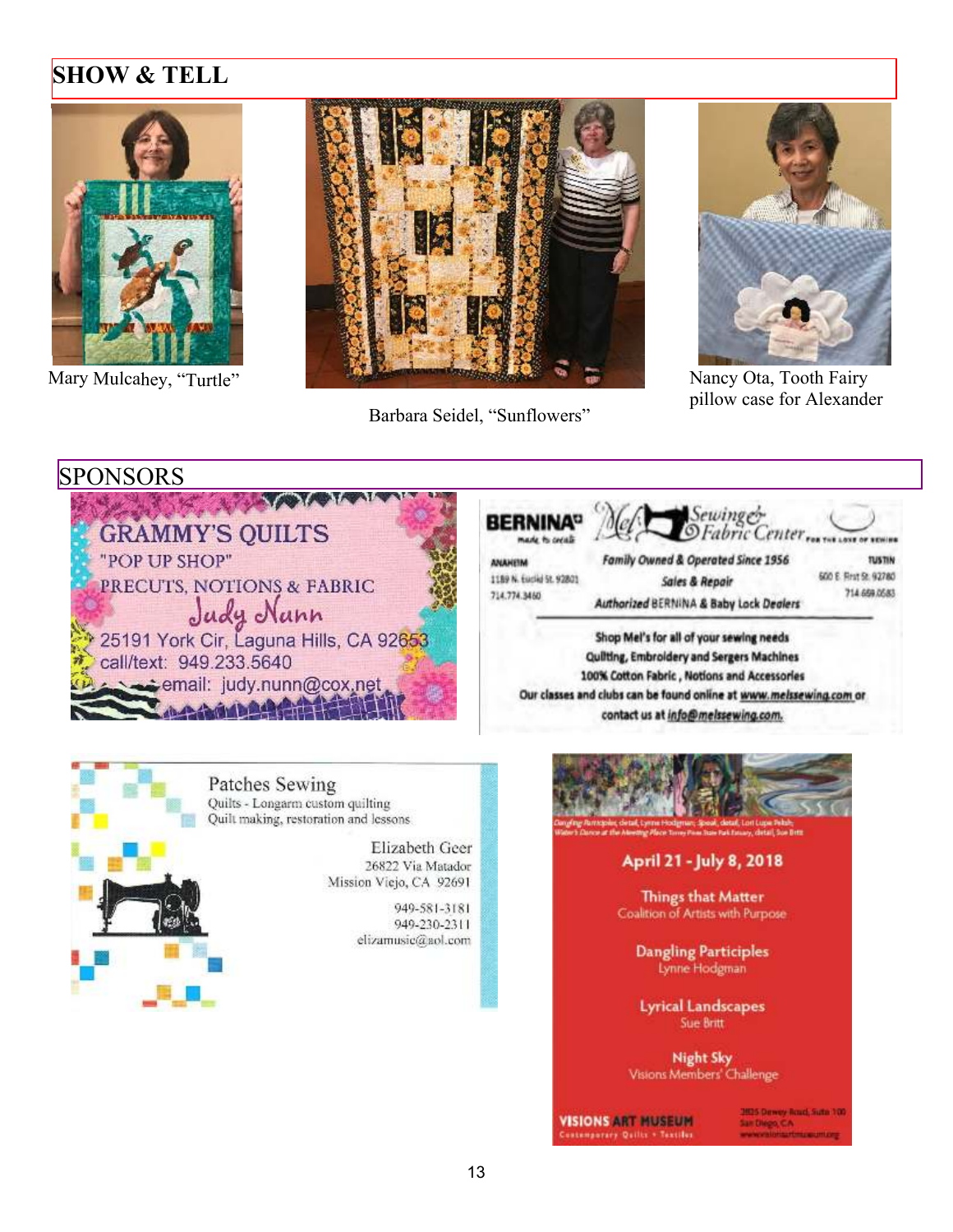## SHOW & TELL

Mary Mulcahey, “Turtle”

Barbara Seidel, “Sunflowers”

Nancy Ota, Tooth Fairy pillow case for Alexander

## SPONSORS

GRAMMY'S QUILTS
"POP UP SHOP"
PRECUTS, NOTIONS & FABRIC
Judy Nunn
25191 York Cir, Laguna Hills, CA 92653
call/text: 949.233.5640
email: judy.nunn@cox.net

BERNINA made to create
Mel's Sewing & Fabric Center For the love of sewing
ANAHEIM
1189 N. Euclid St. 92801
714.774.3460
Family Owned & Operated Since 1956
Sales & Repair
Authorized BERNINA & Baby Lock Dealers
TUSTIN
600 E. First St. 92780
714.669.0583
Shop Mel's for all of your sewing needs
Quilting, Embroidery and Sergers Machines
100% Cotton Fabric, Notions and Accessories
Our classes and clubs can be found online at www.melssewing.com or contact us at info@melssewing.com.

Patches Sewing
Quilts - Longarm custom quilting
Quilt making, restoration and lessons
Elizabeth Geer
26822 Via Matador
Mission Viejo, CA 92691
949-581-3181
949-230-2311
elizamusic@aol.com

Dangling Participles, detail, Lynne Hodgman; Speak, detail, Lori Lupe Pelish; Water's Dance at the Meeting Place Torrey Pines State Park Estuary, detail, Sue Britt

April 21 - July 8, 2018

Things that Matter
Coalition of Artists with Purpose

Dangling Participles
Lynne Hodgman

Lyrical Landscapes
Sue Britt

Night Sky
Visions Members' Challenge

VISIONS ART MUSEUM
Contemporary Quilts • Textiles
2825 Dewey Road, Suite 100
San Diego, CA
www.visionsartmuseum.org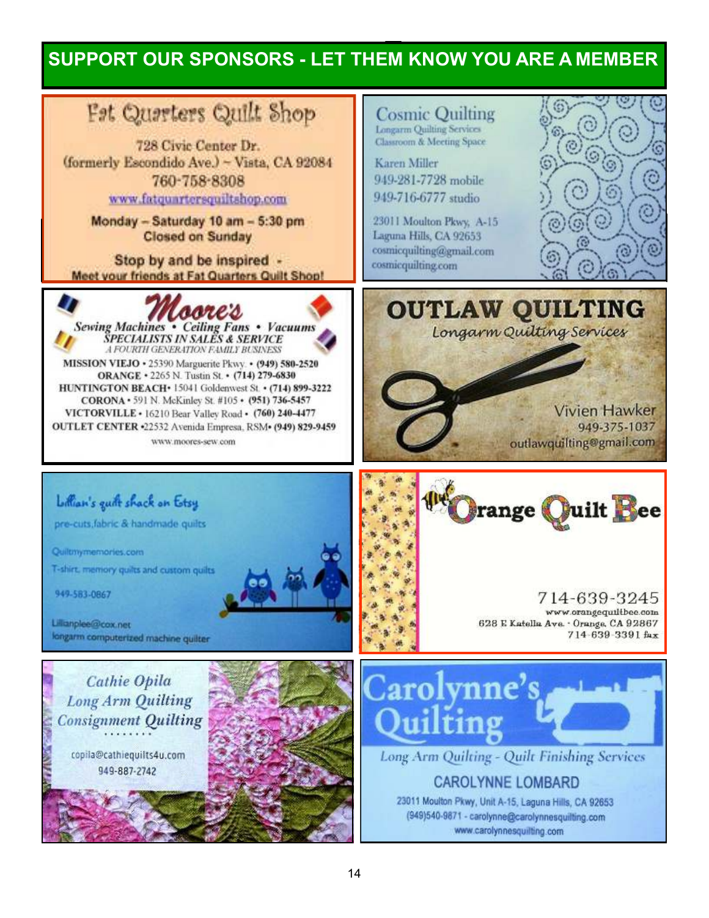## SUPPORT OUR SPONSORS - LET THEM KNOW YOU ARE A MEMBER

**Fat Quarters Quilt Shop**

728 Civic Center Dr.
(formerly Escondido Ave.) ~ Vista, CA 92084
760-758-8308
www.fatquartersquiltshop.com

**Monday – Saturday 10 am – 5:30 pm**
**Closed on Sunday**

**Stop by and be inspired -**
**Meet your friends at Fat Quarters Quilt Shop!**

---

**Cosmic Quilting**
Longarm Quilting Services
Classroom & Meeting Space

Karen Miller
949-281-7728 mobile
949-716-6777 studio

23011 Moulton Pkwy, A-15
Laguna Hills, CA 92653
cosmicquilting@gmail.com
cosmicquilting.com

---

**Moore's**
*Sewing Machines • Ceiling Fans • Vacuums*
*SPECIALISTS IN SALES & SERVICE*
*A FOURTH GENERATION FAMILY BUSINESS*

**MISSION VIEJO** • 25390 Marguerite Pkwy. • **(949) 580-2520**
**ORANGE** • 2265 N. Tustin St. • **(714) 279-6830**
**HUNTINGTON BEACH** • 15041 Goldenwest St. • **(714) 899-3222**
**CORONA** • 591 N. McKinley St. #105 • **(951) 736-5457**
**VICTORVILLE** • 16210 Bear Valley Road • **(760) 240-4477**
**OUTLET CENTER** • 22532 Avenida Empresa, RSM • **(949) 829-9459**
www.moores-sew.com

---

**OUTLAW QUILTING**
*Longarm Quilting Services*

Vivien Hawker
949-375-1037
outlawquilting@gmail.com

---

Lillian's quilt shack on Etsy
pre-cuts, fabric & handmade quilts

Quiltmymemories.com
T-shirt, memory quilts and custom quilts

949-583-0867

Lillianplee@cox.net
longarm computerized machine quilter

---

**Orange Quilt Bee**

714-639-3245
www.orangequiltbee.com
628 E Katella Ave. · Orange, CA 92867
714-639-3391 fax

---

*Cathie Opila*
*Long Arm Quilting*
*Consignment Quilting*

copila@cathiequilts4u.com
949-887-2742

---

**Carolynne's Quilting**
*Long Arm Quilting - Quilt Finishing Services*

CAROLYNNE LOMBARD
23011 Moulton Pkwy, Unit A-15, Laguna Hills, CA 92653
(949)540-9871 - carolynne@carolynnesquilting.com
www.carolynnesquilting.com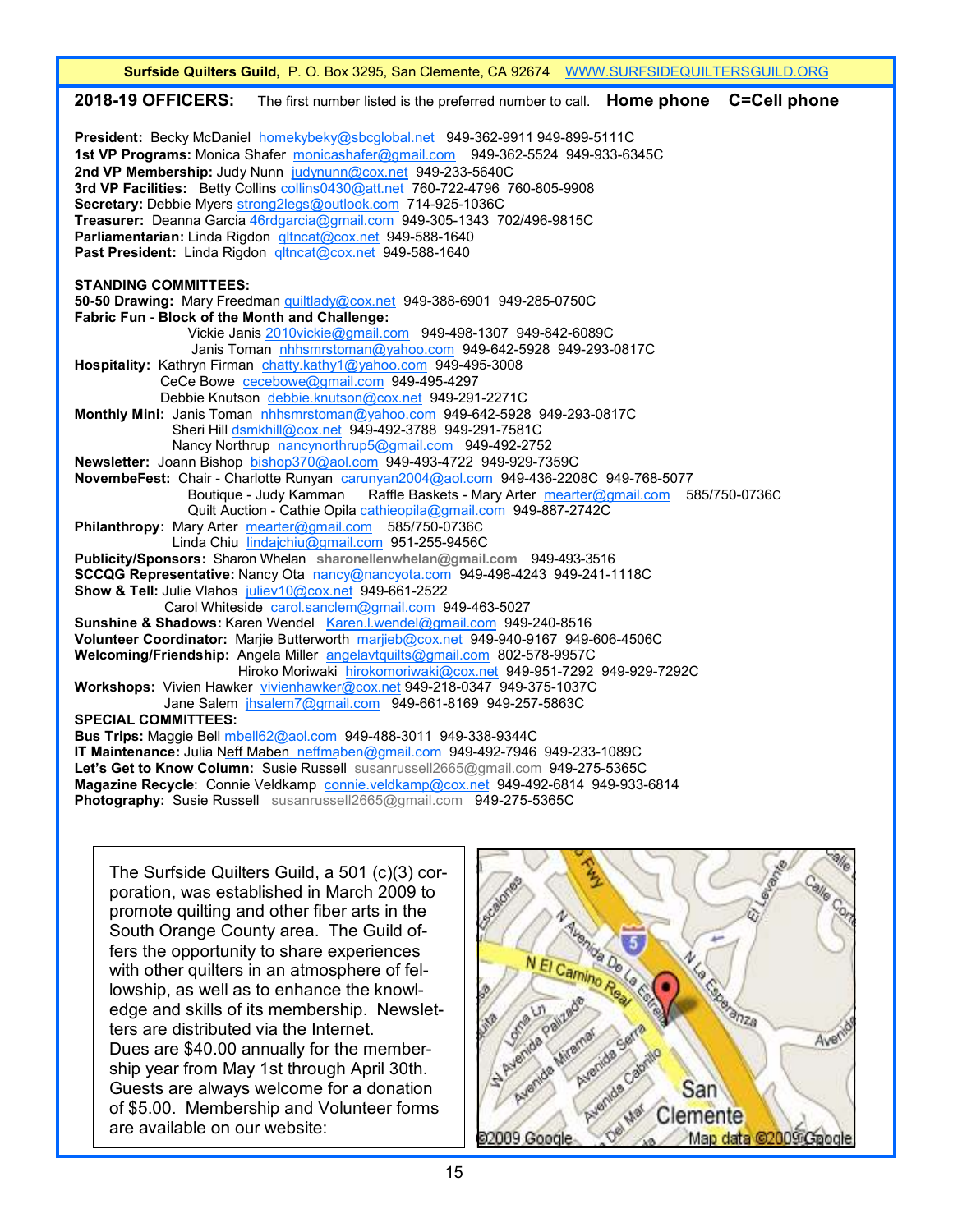**Surfside Quilters Guild,** P. O. Box 3295, San Clemente, CA 92674 WWW.SURFSIDEQUILTERSGUILD.ORG

## 2018-19 OFFICERS:

The first number listed is the preferred number to call. **Home phone C=Cell phone**

**President:** Becky McDaniel homekybeky@sbcglobal.net 949-362-9911 949-899-5111C
**1st VP Programs:** Monica Shafer monicashafer@gmail.com 949-362-5524 949-933-6345C
**2nd VP Membership:** Judy Nunn judynunn@cox.net 949-233-5640C
**3rd VP Facilities:** Betty Collins collins0430@att.net 760-722-4796 760-805-9908
**Secretary:** Debbie Myers strong2legs@outlook.com 714-925-1036C
**Treasurer:** Deanna Garcia 46rdgarcia@gmail.com 949-305-1343 702/496-9815C
**Parliamentarian:** Linda Rigdon qltncat@cox.net 949-588-1640
**Past President:** Linda Rigdon qltncat@cox.net 949-588-1640

**STANDING COMMITTEES:**

**50-50 Drawing:** Mary Freedman quiltlady@cox.net 949-388-6901 949-285-0750C
**Fabric Fun - Block of the Month and Challenge:**
Vickie Janis 2010vickie@gmail.com 949-498-1307 949-842-6089C
Janis Toman nhhsmrstoman@yahoo.com 949-642-5928 949-293-0817C
**Hospitality:** Kathryn Firman chatty.kathy1@yahoo.com 949-495-3008
CeCe Bowe cecebowe@gmail.com 949-495-4297
Debbie Knutson debbie.knutson@cox.net 949-291-2271C
**Monthly Mini:** Janis Toman nhhsmrstoman@yahoo.com 949-642-5928 949-293-0817C
Sheri Hill dsmkhill@cox.net 949-492-3788 949-291-7581C
Nancy Northrup nancynorthrup5@gmail.com 949-492-2752
**Newsletter:** Joann Bishop bishop370@aol.com 949-493-4722 949-929-7359C
**NovembeFest:** Chair - Charlotte Runyan carunyan2004@aol.com 949-436-2208C 949-768-5077
Boutique - Judy Kamman Raffle Baskets - Mary Arter mearter@gmail.com 585/750-0736C
Quilt Auction - Cathie Opila cathieopila@gmail.com 949-887-2742C
**Philanthropy:** Mary Arter mearter@gmail.com 585/750-0736C
Linda Chiu lindajchiu@gmail.com 951-255-9456C
**Publicity/Sponsors:** Sharon Whelan **sharonellenwhelan@gmail.com** 949-493-3516
**SCCQG Representative:** Nancy Ota nancy@nancyota.com 949-498-4243 949-241-1118C
**Show & Tell:** Julie Vlahos juliev10@cox.net 949-661-2522
Carol Whiteside carol.sanclem@gmail.com 949-463-5027
**Sunshine & Shadows:** Karen Wendel Karen.l.wendel@gmail.com 949-240-8516
**Volunteer Coordinator:** Marjie Butterworth marjieb@cox.net 949-940-9167 949-606-4506C
**Welcoming/Friendship:** Angela Miller angelavtquilts@gmail.com 802-578-9957C
Hiroko Moriwaki hirokomoriwaki@cox.net 949-951-7292 949-929-7292C
**Workshops:** Vivien Hawker vivienhawker@cox.net 949-218-0347 949-375-1037C
Jane Salem jhsalem7@gmail.com 949-661-8169 949-257-5863C

**SPECIAL COMMITTEES:**

**Bus Trips:** Maggie Bell mbell62@aol.com 949-488-3011 949-338-9344C
**IT Maintenance:** Julia Neff Maben neffmaben@gmail.com 949-492-7946 949-233-1089C
**Let's Get to Know Column:** Susie Russell susanrussell2665@gmail.com 949-275-5365C
**Magazine Recycle**: Connie Veldkamp connie.veldkamp@cox.net 949-492-6814 949-933-6814
**Photography:** Susie Russell susanrussell2665@gmail.com 949-275-5365C

The Surfside Quilters Guild, a 501 (c)(3) corporation, was established in March 2009 to promote quilting and other fiber arts in the South Orange County area. The Guild offers the opportunity to share experiences with other quilters in an atmosphere of fellowship, as well as to enhance the knowledge and skills of its membership. Newsletters are distributed via the Internet. Dues are $40.00 annually for the membership year from May 1st through April 30th. Guests are always welcome for a donation of $5.00. Membership and Volunteer forms are available on our website: